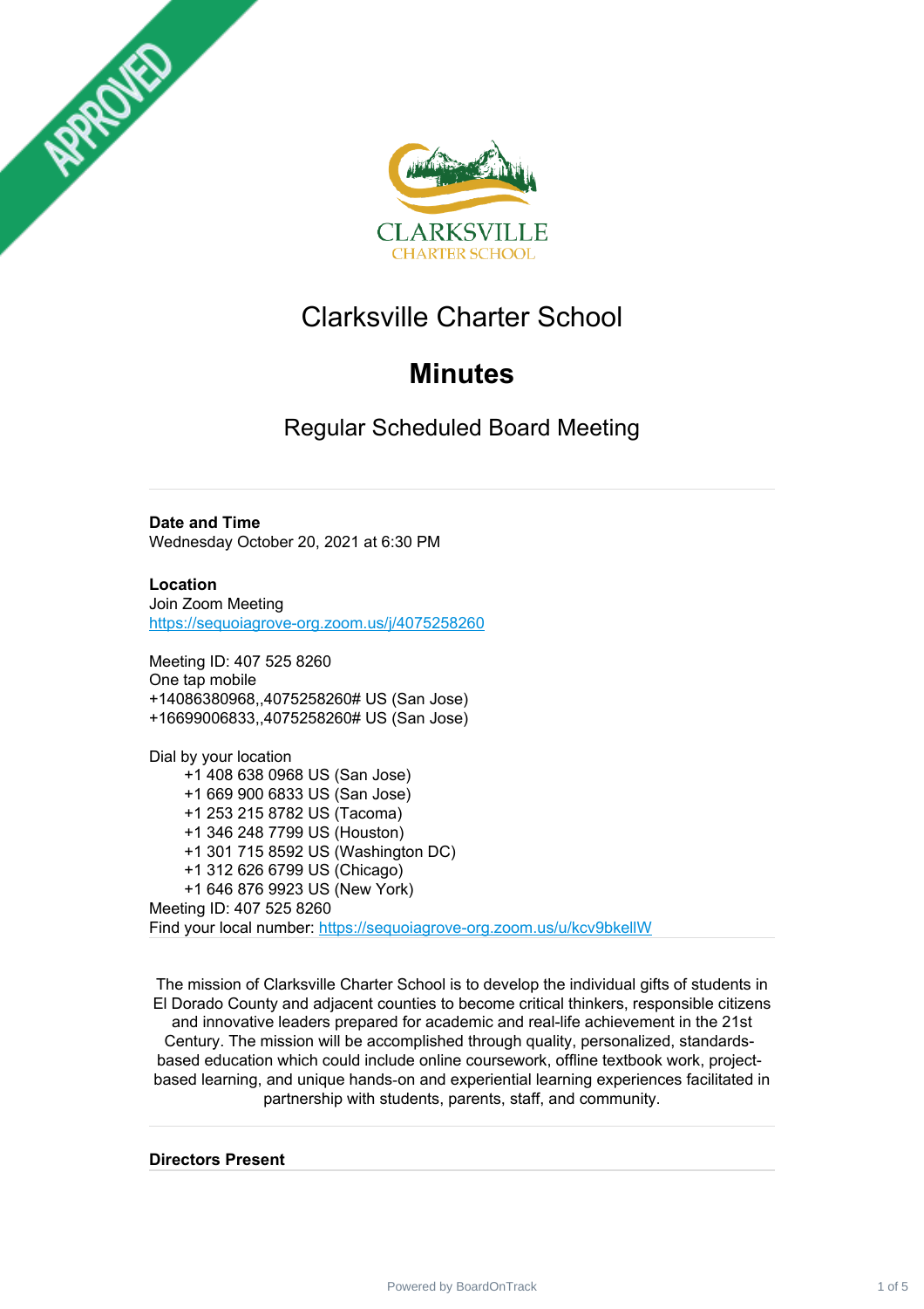# Clarksville Charter School

## Minutes

### Regular Scheduled Board Meeting

**Date and Time**
Wednesday October 20, 2021 at 6:30 PM

**Location**
Join Zoom Meeting
https://sequoiagrove-org.zoom.us/j/4075258260

Meeting ID: 407 525 8260
One tap mobile
+14086380968,,4075258260# US (San Jose)
+16699006833,,4075258260# US (San Jose)

Dial by your location
+1 408 638 0968 US (San Jose)
+1 669 900 6833 US (San Jose)
+1 253 215 8782 US (Tacoma)
+1 346 248 7799 US (Houston)
+1 301 715 8592 US (Washington DC)
+1 312 626 6799 US (Chicago)
+1 646 876 9923 US (New York)
Meeting ID: 407 525 8260
Find your local number: https://sequoiagrove-org.zoom.us/u/kcv9bkellW

The mission of Clarksville Charter School is to develop the individual gifts of students in El Dorado County and adjacent counties to become critical thinkers, responsible citizens and innovative leaders prepared for academic and real-life achievement in the 21st Century. The mission will be accomplished through quality, personalized, standards-based education which could include online coursework, offline textbook work, project-based learning, and unique hands-on and experiential learning experiences facilitated in partnership with students, parents, staff, and community.

**Directors Present**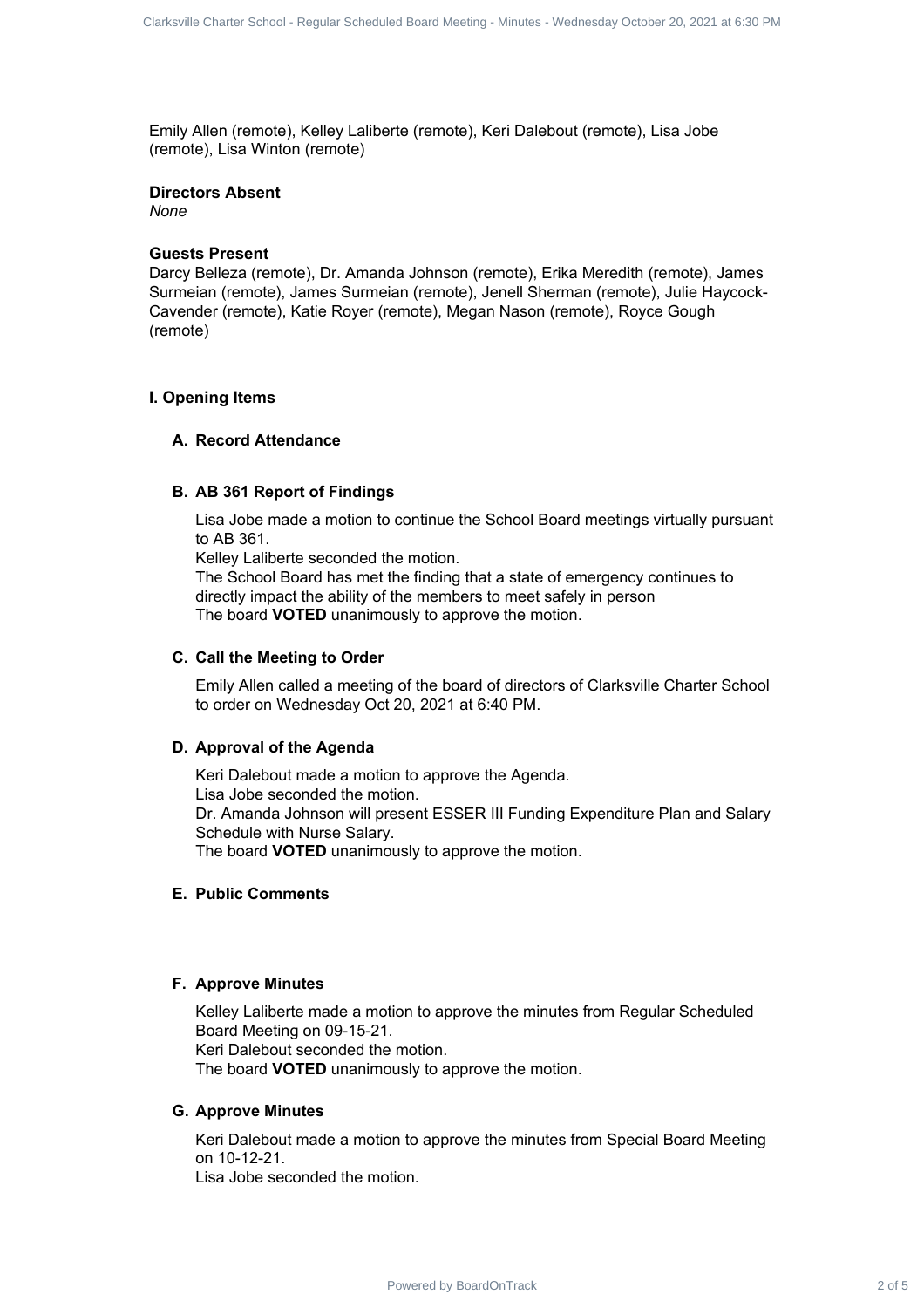Emily Allen (remote), Kelley Laliberte (remote), Keri Dalebout (remote), Lisa Jobe (remote), Lisa Winton (remote)

**Directors Absent**

*None*

**Guests Present**

Darcy Belleza (remote), Dr. Amanda Johnson (remote), Erika Meredith (remote), James Surmeian (remote), James Surmeian (remote), Jenell Sherman (remote), Julie Haycock-Cavender (remote), Katie Royer (remote), Megan Nason (remote), Royce Gough (remote)

---

## I. Opening Items

### A. Record Attendance

### B. AB 361 Report of Findings

Lisa Jobe made a motion to continue the School Board meetings virtually pursuant to AB 361.
Kelley Laliberte seconded the motion.
The School Board has met the finding that a state of emergency continues to directly impact the ability of the members to meet safely in person
The board **VOTED** unanimously to approve the motion.

### C. Call the Meeting to Order

Emily Allen called a meeting of the board of directors of Clarksville Charter School to order on Wednesday Oct 20, 2021 at 6:40 PM.

### D. Approval of the Agenda

Keri Dalebout made a motion to approve the Agenda.
Lisa Jobe seconded the motion.
Dr. Amanda Johnson will present ESSER III Funding Expenditure Plan and Salary Schedule with Nurse Salary.
The board **VOTED** unanimously to approve the motion.

### E. Public Comments

### F. Approve Minutes

Kelley Laliberte made a motion to approve the minutes from Regular Scheduled Board Meeting on 09-15-21.
Keri Dalebout seconded the motion.
The board **VOTED** unanimously to approve the motion.

### G. Approve Minutes

Keri Dalebout made a motion to approve the minutes from Special Board Meeting on 10-12-21.
Lisa Jobe seconded the motion.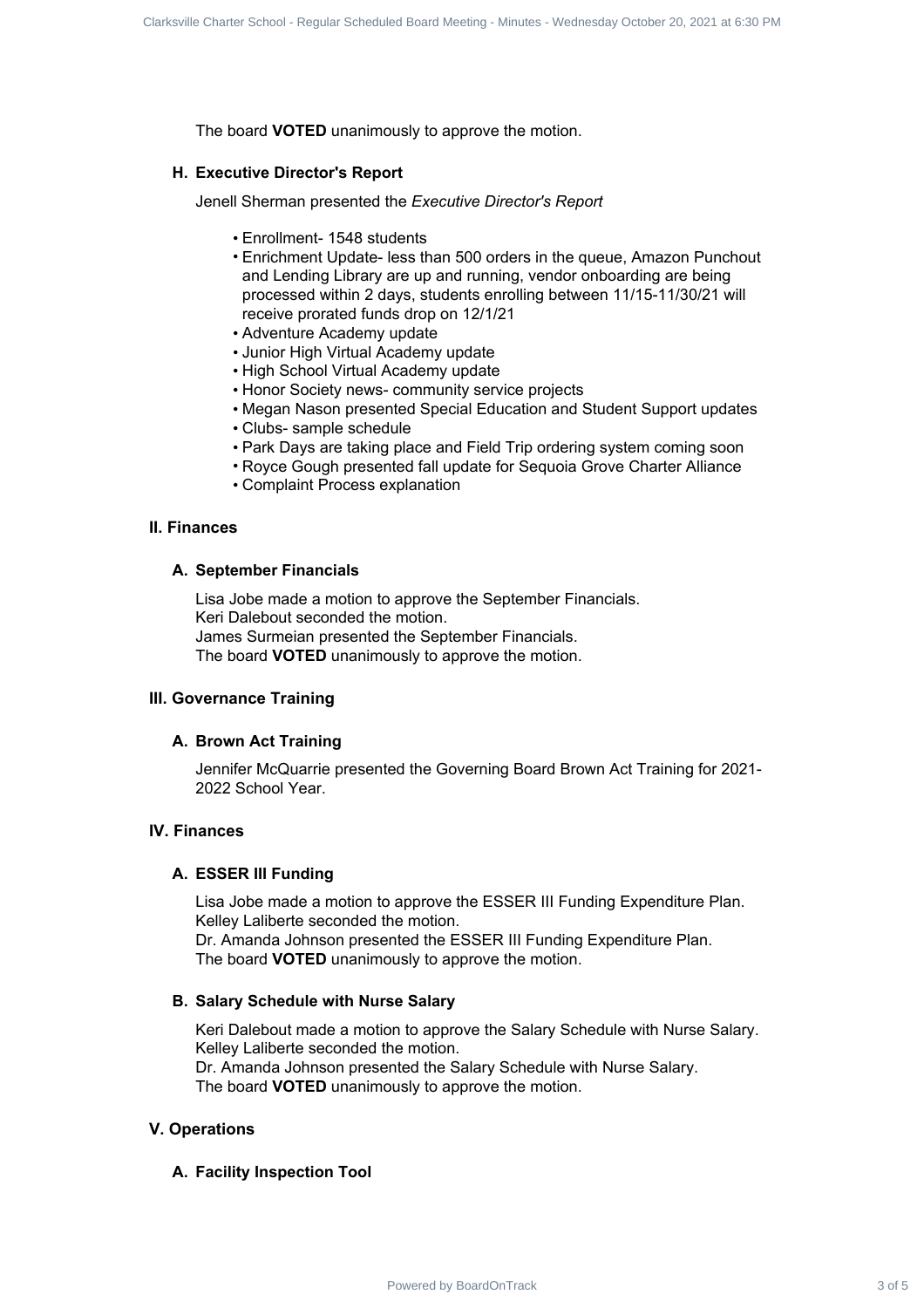The board **VOTED** unanimously to approve the motion.

### H. Executive Director's Report

Jenell Sherman presented the *Executive Director's Report*

- Enrollment- 1548 students
- Enrichment Update- less than 500 orders in the queue, Amazon Punchout and Lending Library are up and running, vendor onboarding are being processed within 2 days, students enrolling between 11/15-11/30/21 will receive prorated funds drop on 12/1/21
- Adventure Academy update
- Junior High Virtual Academy update
- High School Virtual Academy update
- Honor Society news- community service projects
- Megan Nason presented Special Education and Student Support updates
- Clubs- sample schedule
- Park Days are taking place and Field Trip ordering system coming soon
- Royce Gough presented fall update for Sequoia Grove Charter Alliance
- Complaint Process explanation

## II. Finances

### A. September Financials

Lisa Jobe made a motion to approve the September Financials.
Keri Dalebout seconded the motion.
James Surmeian presented the September Financials.
The board **VOTED** unanimously to approve the motion.

## III. Governance Training

### A. Brown Act Training

Jennifer McQuarrie presented the Governing Board Brown Act Training for 2021-2022 School Year.

## IV. Finances

### A. ESSER III Funding

Lisa Jobe made a motion to approve the ESSER III Funding Expenditure Plan.
Kelley Laliberte seconded the motion.
Dr. Amanda Johnson presented the ESSER III Funding Expenditure Plan.
The board **VOTED** unanimously to approve the motion.

### B. Salary Schedule with Nurse Salary

Keri Dalebout made a motion to approve the Salary Schedule with Nurse Salary.
Kelley Laliberte seconded the motion.
Dr. Amanda Johnson presented the Salary Schedule with Nurse Salary.
The board **VOTED** unanimously to approve the motion.

## V. Operations

### A. Facility Inspection Tool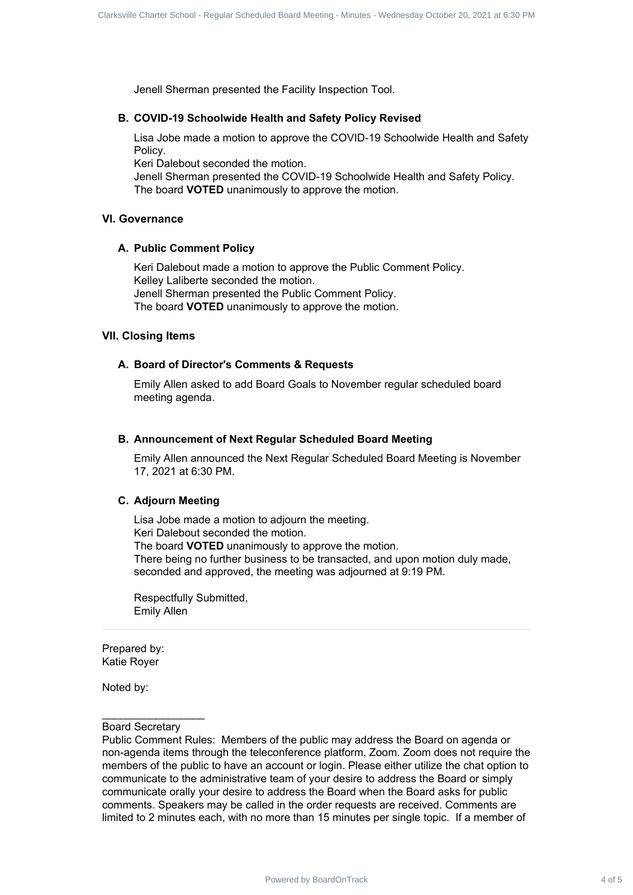Jenell Sherman presented the Facility Inspection Tool.

### B. COVID-19 Schoolwide Health and Safety Policy Revised

Lisa Jobe made a motion to approve the COVID-19 Schoolwide Health and Safety Policy.
Keri Dalebout seconded the motion.
Jenell Sherman presented the COVID-19 Schoolwide Health and Safety Policy.
The board **VOTED** unanimously to approve the motion.

## VI. Governance

### A. Public Comment Policy

Keri Dalebout made a motion to approve the Public Comment Policy.
Kelley Laliberte seconded the motion.
Jenell Sherman presented the Public Comment Policy.
The board **VOTED** unanimously to approve the motion.

## VII. Closing Items

### A. Board of Director's Comments & Requests

Emily Allen asked to add Board Goals to November regular scheduled board meeting agenda.

### B. Announcement of Next Regular Scheduled Board Meeting

Emily Allen announced the Next Regular Scheduled Board Meeting is November 17, 2021 at 6:30 PM.

### C. Adjourn Meeting

Lisa Jobe made a motion to adjourn the meeting.
Keri Dalebout seconded the motion.
The board **VOTED** unanimously to approve the motion.
There being no further business to be transacted, and upon motion duly made, seconded and approved, the meeting was adjourned at 9:19 PM.

Respectfully Submitted,
Emily Allen

---

Prepared by:
Katie Royer

Noted by:

_________________
Board Secretary

Public Comment Rules: Members of the public may address the Board on agenda or non-agenda items through the teleconference platform, Zoom. Zoom does not require the members of the public to have an account or login. Please either utilize the chat option to communicate to the administrative team of your desire to address the Board or simply communicate orally your desire to address the Board when the Board asks for public comments. Speakers may be called in the order requests are received. Comments are limited to 2 minutes each, with no more than 15 minutes per single topic. If a member of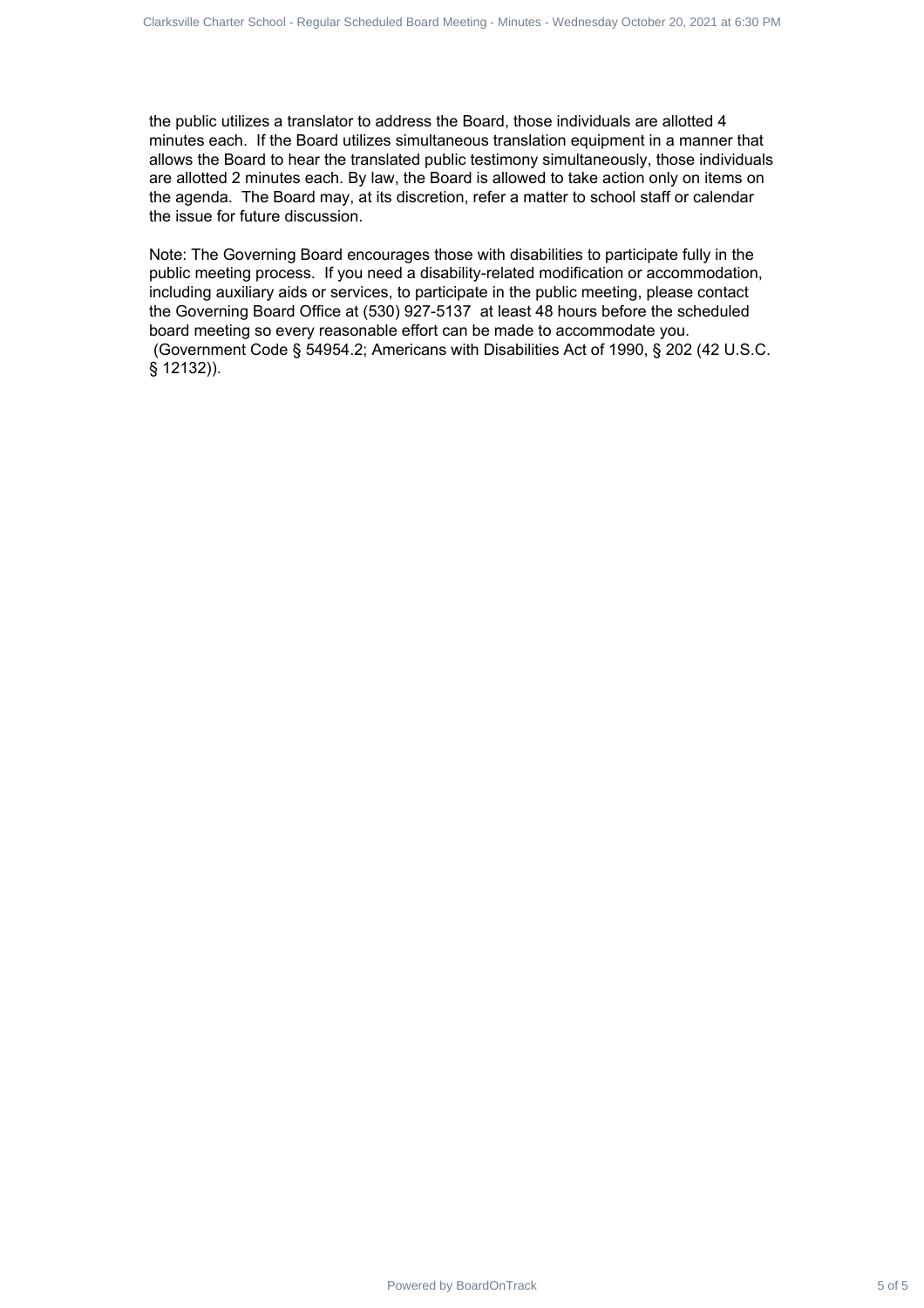the public utilizes a translator to address the Board, those individuals are allotted 4 minutes each. If the Board utilizes simultaneous translation equipment in a manner that allows the Board to hear the translated public testimony simultaneously, those individuals are allotted 2 minutes each. By law, the Board is allowed to take action only on items on the agenda. The Board may, at its discretion, refer a matter to school staff or calendar the issue for future discussion.

Note: The Governing Board encourages those with disabilities to participate fully in the public meeting process. If you need a disability-related modification or accommodation, including auxiliary aids or services, to participate in the public meeting, please contact the Governing Board Office at (530) 927-5137 at least 48 hours before the scheduled board meeting so every reasonable effort can be made to accommodate you. (Government Code § 54954.2; Americans with Disabilities Act of 1990, § 202 (42 U.S.C. § 12132)).